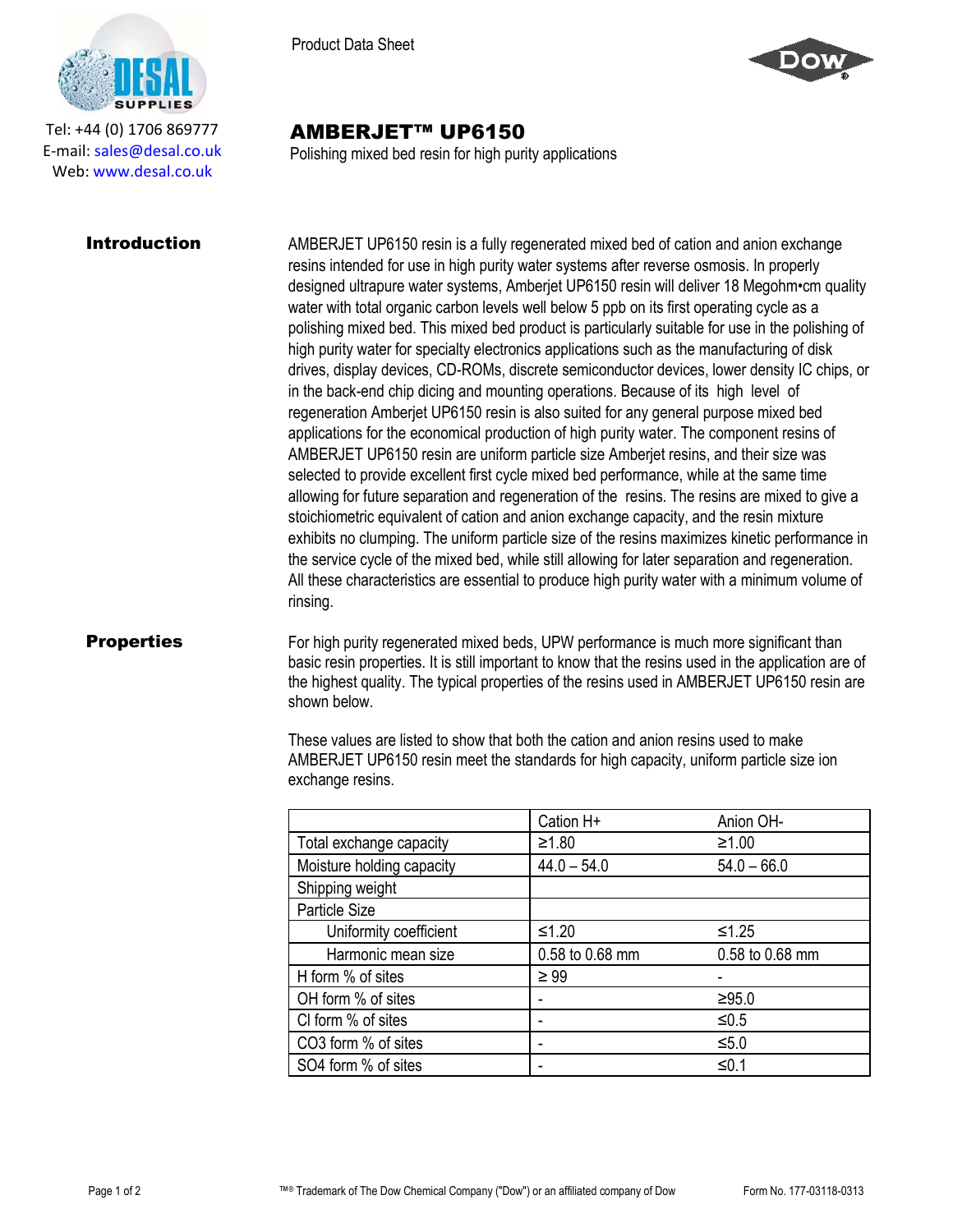Tel: +44 (0) 1706 869777
E-mail: sales@desal.co.uk
Web: www.desal.co.uk

Product Data Sheet

# AMBERJET™ UP6150

Polishing mixed bed resin for high purity applications

## Introduction

AMBERJET UP6150 resin is a fully regenerated mixed bed of cation and anion exchange resins intended for use in high purity water systems after reverse osmosis. In properly designed ultrapure water systems, Amberjet UP6150 resin will deliver 18 Megohm•cm quality water with total organic carbon levels well below 5 ppb on its first operating cycle as a polishing mixed bed. This mixed bed product is particularly suitable for use in the polishing of high purity water for specialty electronics applications such as the manufacturing of disk drives, display devices, CD-ROMs, discrete semiconductor devices, lower density IC chips, or in the back-end chip dicing and mounting operations. Because of its high level of regeneration Amberjet UP6150 resin is also suited for any general purpose mixed bed applications for the economical production of high purity water. The component resins of AMBERJET UP6150 resin are uniform particle size Amberjet resins, and their size was selected to provide excellent first cycle mixed bed performance, while at the same time allowing for future separation and regeneration of the resins. The resins are mixed to give a stoichiometric equivalent of cation and anion exchange capacity, and the resin mixture exhibits no clumping. The uniform particle size of the resins maximizes kinetic performance in the service cycle of the mixed bed, while still allowing for later separation and regeneration. All these characteristics are essential to produce high purity water with a minimum volume of rinsing.

## Properties

For high purity regenerated mixed beds, UPW performance is much more significant than basic resin properties. It is still important to know that the resins used in the application are of the highest quality. The typical properties of the resins used in AMBERJET UP6150 resin are shown below.

These values are listed to show that both the cation and anion resins used to make AMBERJET UP6150 resin meet the standards for high capacity, uniform particle size ion exchange resins.

| | Cation H+ | Anion OH- |
|---|---|---|
| Total exchange capacity | ≥1.80 | ≥1.00 |
| Moisture holding capacity | 44.0 – 54.0 | 54.0 – 66.0 |
| Shipping weight | | |
| Particle Size | | |
| Uniformity coefficient | ≤1.20 | ≤1.25 |
| Harmonic mean size | 0.58 to 0.68 mm | 0.58 to 0.68 mm |
| H form % of sites | ≥ 99 | - |
| OH form % of sites | - | ≥95.0 |
| Cl form % of sites | - | ≤0.5 |
| CO3 form % of sites | - | ≤5.0 |
| SO4 form % of sites | - | ≤0.1 |

™® Trademark of The Dow Chemical Company ("Dow") or an affiliated company of Dow

Form No. 177-03118-0313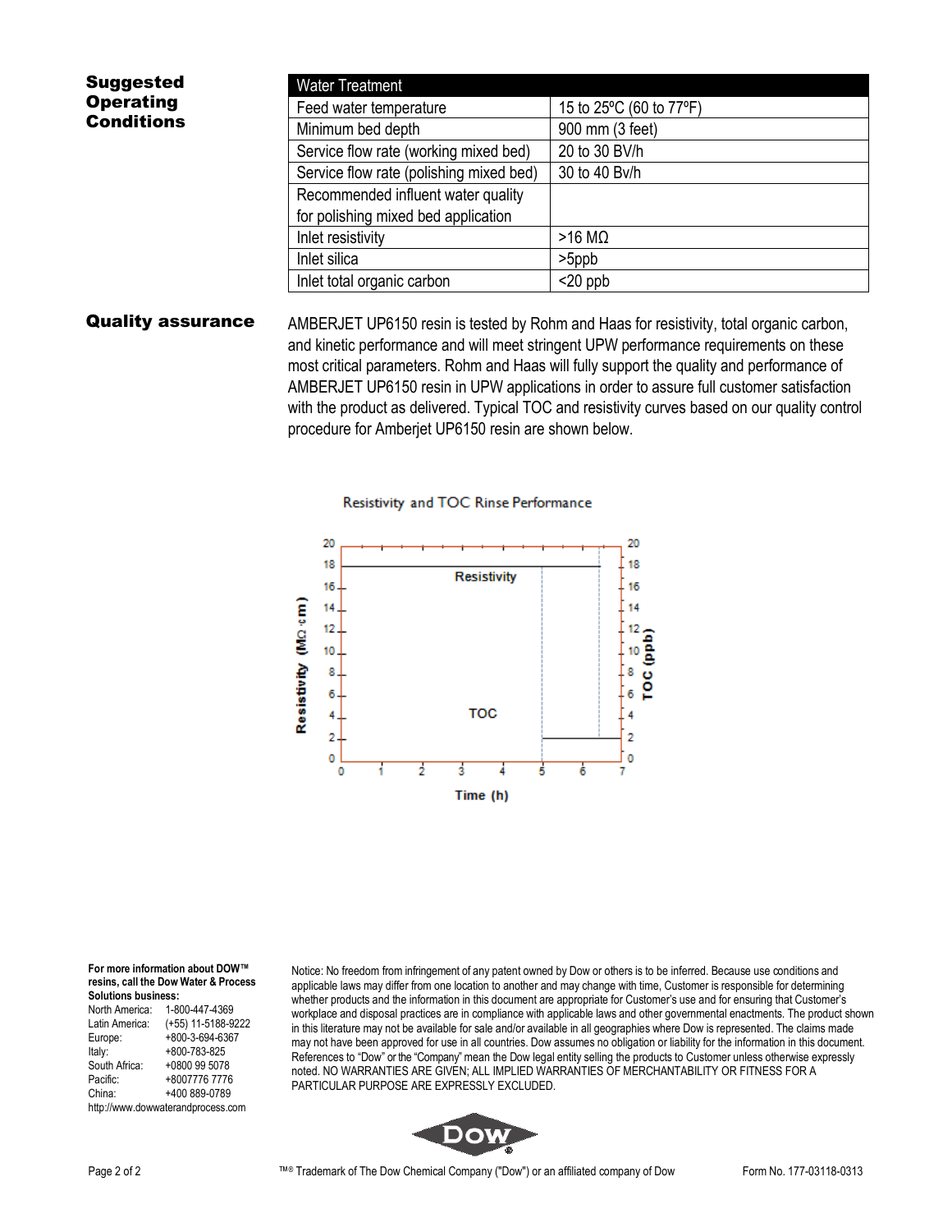## Suggested Operating Conditions

| Water Treatment | |
|---|---|
| Feed water temperature | 15 to 25ºC (60 to 77ºF) |
| Minimum bed depth | 900 mm (3 feet) |
| Service flow rate (working mixed bed) | 20 to 30 BV/h |
| Service flow rate (polishing mixed bed) | 30 to 40 Bv/h |
| Recommended influent water quality for polishing mixed bed application | |
| Inlet resistivity | >16 MΩ |
| Inlet silica | >5ppb |
| Inlet total organic carbon | <20 ppb |

## Quality assurance

AMBERJET UP6150 resin is tested by Rohm and Haas for resistivity, total organic carbon, and kinetic performance and will meet stringent UPW performance requirements on these most critical parameters. Rohm and Haas will fully support the quality and performance of AMBERJET UP6150 resin in UPW applications in order to assure full customer satisfaction with the product as delivered. Typical TOC and resistivity curves based on our quality control procedure for Amberjet UP6150 resin are shown below.

Resistivity and TOC Rinse Performance

Resistivity (MΩ·cm)
0, 2, 4, 6, 8, 10, 12, 14, 16, 18, 20

TOC (ppb)
0, 2, 4, 6, 8, 10, 12, 14, 16, 18, 20

Time (h)
0, 1, 2, 3, 4, 5, 6, 7

Resistivity

TOC

**For more information about DOW™ resins, call the Dow Water & Process Solutions business:**

North America: 1-800-447-4369
Latin America: (+55) 11-5188-9222
Europe: +800-3-694-6367
Italy: +800-783-825
South Africa: +0800 99 5078
Pacific: +8007776 7776
China: +400 889-0789
http://www.dowwaterandprocess.com

Notice: No freedom from infringement of any patent owned by Dow or others is to be inferred. Because use conditions and applicable laws may differ from one location to another and may change with time, Customer is responsible for determining whether products and the information in this document are appropriate for Customer's use and for ensuring that Customer's workplace and disposal practices are in compliance with applicable laws and other governmental enactments. The product shown in this literature may not be available for sale and/or available in all geographies where Dow is represented. The claims made may not have been approved for use in all countries. Dow assumes no obligation or liability for the information in this document. References to "Dow" or the "Company" mean the Dow legal entity selling the products to Customer unless otherwise expressly noted. NO WARRANTIES ARE GIVEN; ALL IMPLIED WARRANTIES OF MERCHANTABILITY OR FITNESS FOR A PARTICULAR PURPOSE ARE EXPRESSLY EXCLUDED.

™® Trademark of The Dow Chemical Company ("Dow") or an affiliated company of Dow

Form No. 177-03118-0313